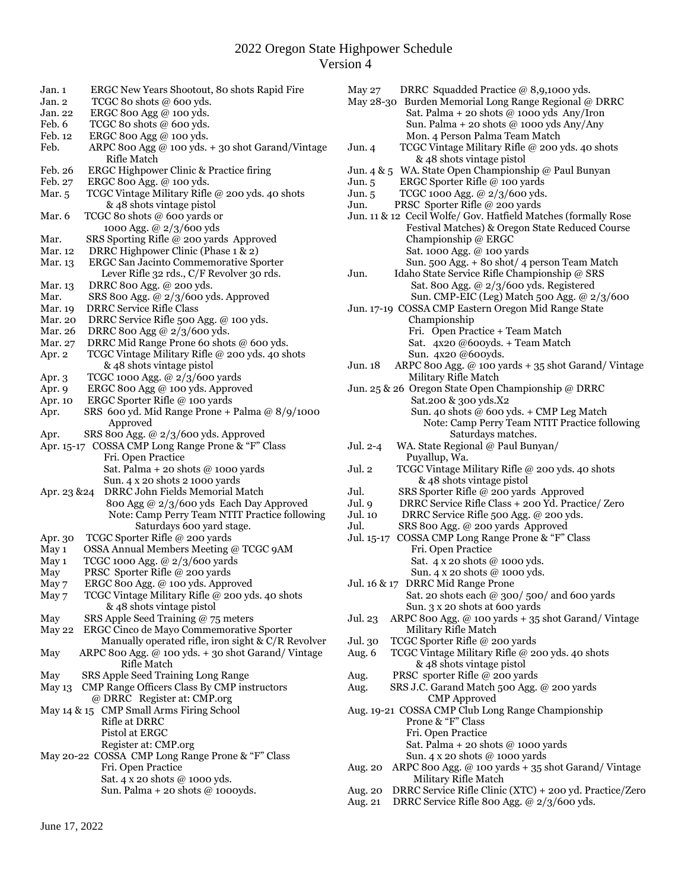# 2022 Oregon State Highpower Schedule
## Version 4

Jan. 1 ERGC New Years Shootout, 80 shots Rapid Fire
Jan. 2 TCGC 80 shots @ 600 yds.
Jan. 22 ERGC 800 Agg @ 100 yds.
Feb. 6 TCGC 80 shots @ 600 yds.
Feb. 12 ERGC 800 Agg @ 100 yds.
Feb. ARPC 800 Agg @ 100 yds. + 30 shot Garand/Vintage Rifle Match
Feb. 26 ERGC Highpower Clinic & Practice firing
Feb. 27 ERGC 800 Agg. @ 100 yds.
Mar. 5 TCGC Vintage Military Rifle @ 200 yds. 40 shots & 48 shots vintage pistol
Mar. 6 TCGC 80 shots @ 600 yards or 1000 Agg. @ 2/3/600 yds
Mar. SRS Sporting Rifle @ 200 yards Approved
Mar. 12 DRRC Highpower Clinic (Phase 1 & 2)
Mar. 13 ERGC San Jacinto Commemorative Sporter Lever Rifle 32 rds., C/F Revolver 30 rds.
Mar. 13 DRRC 800 Agg. @ 200 yds.
Mar. SRS 800 Agg. @ 2/3/600 yds. Approved
Mar. 19 DRRC Service Rifle Class
Mar. 20 DRRC Service Rifle 500 Agg. @ 100 yds.
Mar. 26 DRRC 800 Agg @ 2/3/600 yds.
Mar. 27 DRRC Mid Range Prone 60 shots @ 600 yds.
Apr. 2 TCGC Vintage Military Rifle @ 200 yds. 40 shots & 48 shots vintage pistol
Apr. 3 TCGC 1000 Agg. @ 2/3/600 yards
Apr. 9 ERGC 800 Agg @ 100 yds. Approved
Apr. 10 ERGC Sporter Rifle @ 100 yards
Apr. SRS 600 yd. Mid Range Prone + Palma @ 8/9/1000 Approved
Apr. SRS 800 Agg. @ 2/3/600 yds. Approved
Apr. 15-17 COSSA CMP Long Range Prone & "F" Class
  Fri. Open Practice
  Sat. Palma + 20 shots @ 1000 yards
  Sun. 4 x 20 shots 2 1000 yards
Apr. 23 &24 DRRC John Fields Memorial Match
  800 Agg @ 2/3/600 yds Each Day Approved
  Note: Camp Perry Team NTIT Practice following Saturdays 600 yard stage.
Apr. 30 TCGC Sporter Rifle @ 200 yards
May 1 OSSA Annual Members Meeting @ TCGC 9AM
May 1 TCGC 1000 Agg. @ 2/3/600 yards
May PRSC Sporter Rifle @ 200 yards
May 7 ERGC 800 Agg. @ 100 yds. Approved
May 7 TCGC Vintage Military Rifle @ 200 yds. 40 shots & 48 shots vintage pistol
May SRS Apple Seed Training @ 75 meters
May 22 ERGC Cinco de Mayo Commemorative Sporter Manually operated rifle, iron sight & C/R Revolver
May ARPC 800 Agg. @ 100 yds. + 30 shot Garand/ Vintage Rifle Match
May SRS Apple Seed Training Long Range
May 13 CMP Range Officers Class By CMP instructors @ DRRC Register at: CMP.org
May 14 & 15 CMP Small Arms Firing School
  Rifle at DRRC
  Pistol at ERGC
  Register at: CMP.org
May 20-22 COSSA CMP Long Range Prone & "F" Class
  Fri. Open Practice
  Sat. 4 x 20 shots @ 1000 yds.
  Sun. Palma + 20 shots @ 1000yds.
May 27 DRRC Squadded Practice @ 8,9,1000 yds.
May 28-30 Burden Memorial Long Range Regional @ DRRC
  Sat. Palma + 20 shots @ 1000 yds Any/Iron
  Sun. Palma + 20 shots @ 1000 yds Any/Any
  Mon. 4 Person Palma Team Match
Jun. 4 TCGC Vintage Military Rifle @ 200 yds. 40 shots & 48 shots vintage pistol
Jun. 4 & 5 WA. State Open Championship @ Paul Bunyan
Jun. 5 ERGC Sporter Rifle @ 100 yards
Jun. 5 TCGC 1000 Agg. @ 2/3/600 yds.
Jun. PRSC Sporter Rifle @ 200 yards
Jun. 11 & 12 Cecil Wolfe/ Gov. Hatfield Matches (formally Rose Festival Matches) & Oregon State Reduced Course Championship @ ERGC
  Sat. 1000 Agg. @ 100 yards
  Sun. 500 Agg. + 80 shot/ 4 person Team Match
Jun. Idaho State Service Rifle Championship @ SRS
  Sat. 800 Agg. @ 2/3/600 yds. Registered
  Sun. CMP-EIC (Leg) Match 500 Agg. @ 2/3/600
Jun. 17-19 COSSA CMP Eastern Oregon Mid Range State Championship
  Fri. Open Practice + Team Match
  Sat. 4x20 @600yds. + Team Match
  Sun. 4x20 @600yds.
Jun. 18 ARPC 800 Agg. @ 100 yards + 35 shot Garand/ Vintage Military Rifle Match
Jun. 25 & 26 Oregon State Open Championship @ DRRC
  Sat.200 & 300 yds.X2
  Sun. 40 shots @ 600 yds. + CMP Leg Match
  Note: Camp Perry Team NTIT Practice following Saturdays matches.
Jul. 2-4 WA. State Regional @ Paul Bunyan/ Puyallup, Wa.
Jul. 2 TCGC Vintage Military Rifle @ 200 yds. 40 shots & 48 shots vintage pistol
Jul. SRS Sporter Rifle @ 200 yards Approved
Jul. 9 DRRC Service Rifle Class + 200 Yd. Practice/ Zero
Jul. 10 DRRC Service Rifle 500 Agg. @ 200 yds.
Jul. SRS 800 Agg. @ 200 yards Approved
Jul. 15-17 COSSA CMP Long Range Prone & "F" Class
  Fri. Open Practice
  Sat. 4 x 20 shots @ 1000 yds.
  Sun. 4 x 20 shots @ 1000 yds.
Jul. 16 & 17 DRRC Mid Range Prone
  Sat. 20 shots each @ 300/ 500/ and 600 yards
  Sun. 3 x 20 shots at 600 yards
Jul. 23 ARPC 800 Agg. @ 100 yards + 35 shot Garand/ Vintage Military Rifle Match
Jul. 30 TCGC Sporter Rifle @ 200 yards
Aug. 6 TCGC Vintage Military Rifle @ 200 yds. 40 shots & 48 shots vintage pistol
Aug. PRSC sporter Rifle @ 200 yards
Aug. SRS J.C. Garand Match 500 Agg. @ 200 yards CMP Approved
Aug. 19-21 COSSA CMP Club Long Range Championship Prone & "F" Class
  Fri. Open Practice
  Sat. Palma + 20 shots @ 1000 yards
  Sun. 4 x 20 shots @ 1000 yards
Aug. 20 ARPC 800 Agg. @ 100 yards + 35 shot Garand/ Vintage Military Rifle Match
Aug. 20 DRRC Service Rifle Clinic (XTC) + 200 yd. Practice/Zero
Aug. 21 DRRC Service Rifle 800 Agg. @ 2/3/600 yds.

June 17, 2022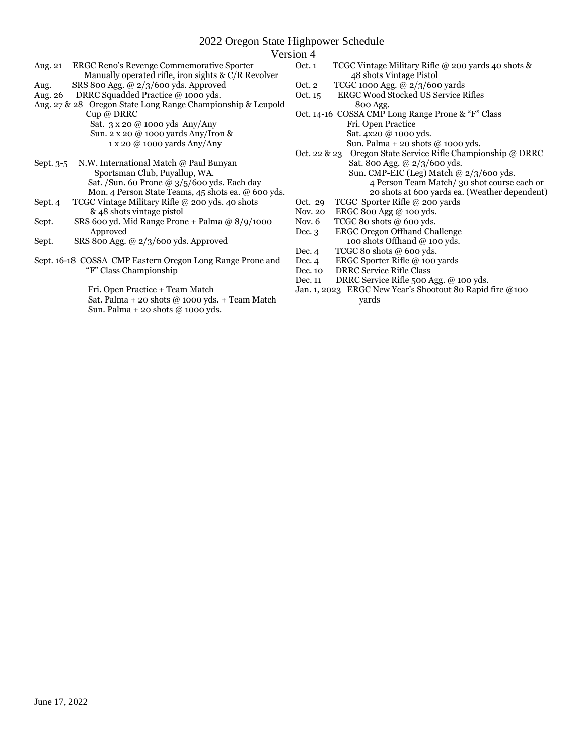# 2022 Oregon State Highpower Schedule

Version 4

Aug. 21 ERGC Reno's Revenge Commemorative Sporter
Manually operated rifle, iron sights & C/R Revolver

Aug. SRS 800 Agg. @ 2/3/600 yds. Approved

Aug. 26 DRRC Squadded Practice @ 1000 yds.

Aug. 27 & 28 Oregon State Long Range Championship & Leupold Cup @ DRRC
Sat. 3 x 20 @ 1000 yds Any/Any
Sun. 2 x 20 @ 1000 yards Any/Iron &
1 x 20 @ 1000 yards Any/Any

Sept. 3-5 N.W. International Match @ Paul Bunyan Sportsman Club, Puyallup, WA.
Sat. /Sun. 60 Prone @ 3/5/600 yds. Each day
Mon. 4 Person State Teams, 45 shots ea. @ 600 yds.

Sept. 4 TCGC Vintage Military Rifle @ 200 yds. 40 shots & 48 shots vintage pistol

Sept. SRS 600 yd. Mid Range Prone + Palma @ 8/9/1000 Approved

Sept. SRS 800 Agg. @ 2/3/600 yds. Approved

Sept. 16-18 COSSA CMP Eastern Oregon Long Range Prone and "F" Class Championship

Fri. Open Practice + Team Match
Sat. Palma + 20 shots @ 1000 yds. + Team Match
Sun. Palma + 20 shots @ 1000 yds.

Oct. 1 TCGC Vintage Military Rifle @ 200 yards 40 shots & 48 shots Vintage Pistol

Oct. 2 TCGC 1000 Agg. @ 2/3/600 yards

Oct. 15 ERGC Wood Stocked US Service Rifles 800 Agg.

Oct. 14-16 COSSA CMP Long Range Prone & "F" Class
Fri. Open Practice
Sat. 4x20 @ 1000 yds.
Sun. Palma + 20 shots @ 1000 yds.

Oct. 22 & 23 Oregon State Service Rifle Championship @ DRRC
Sat. 800 Agg. @ 2/3/600 yds.
Sun. CMP-EIC (Leg) Match @ 2/3/600 yds.
4 Person Team Match/ 30 shot course each or 20 shots at 600 yards ea. (Weather dependent)

Oct. 29 TCGC Sporter Rifle @ 200 yards

Nov. 20 ERGC 800 Agg @ 100 yds.

Nov. 6 TCGC 80 shots @ 600 yds.

Dec. 3 ERGC Oregon Offhand Challenge
100 shots Offhand @ 100 yds.

Dec. 4 TCGC 80 shots @ 600 yds.

Dec. 4 ERGC Sporter Rifle @ 100 yards

Dec. 10 DRRC Service Rifle Class

Dec. 11 DRRC Service Rifle 500 Agg. @ 100 yds.

Jan. 1, 2023 ERGC New Year's Shootout 80 Rapid fire @100 yards

June 17, 2022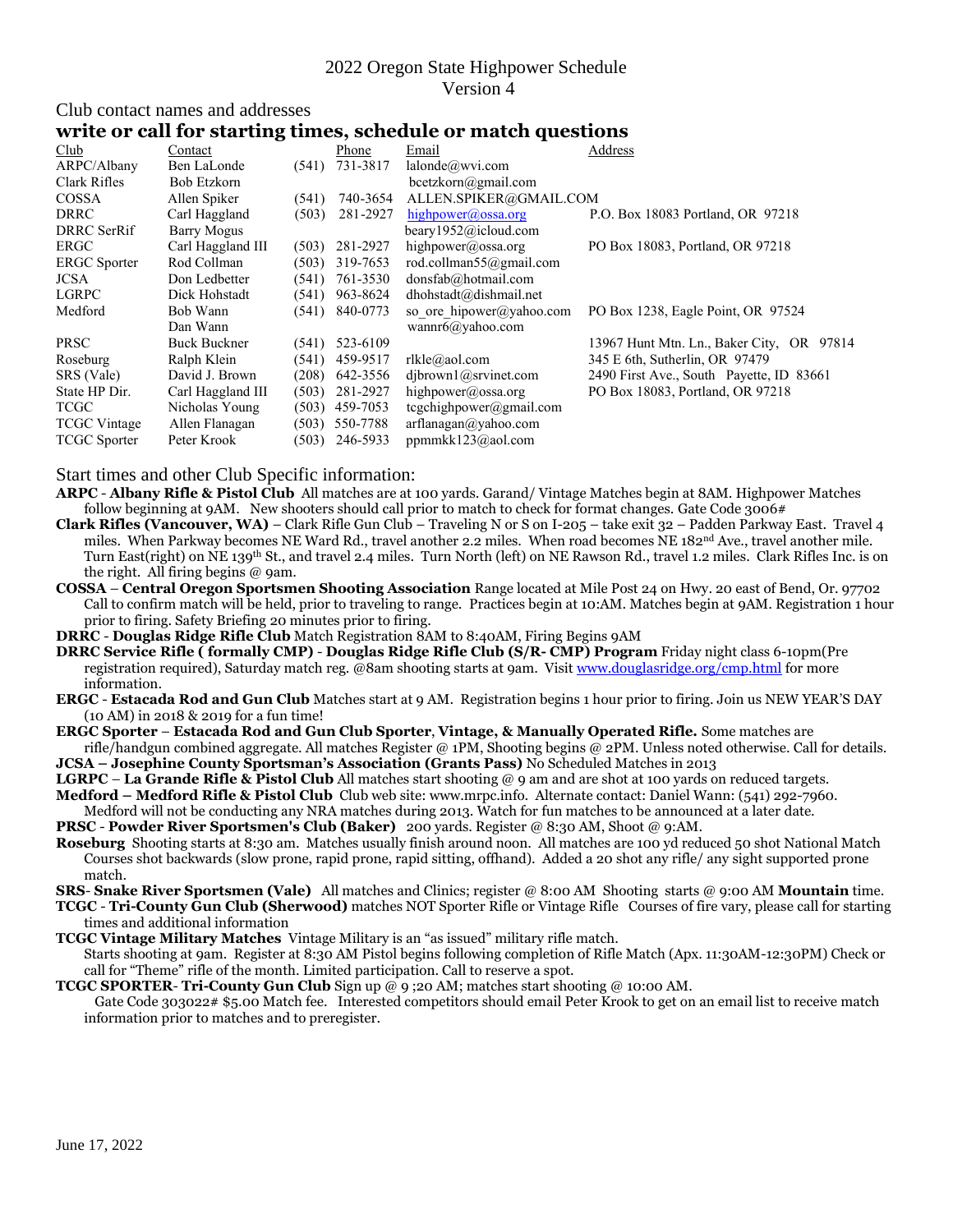# 2022 Oregon State Highpower Schedule
## Version 4

Club contact names and addresses

**write or call for starting times, schedule or match questions**

| Club | Contact | Phone | Email | Address |
|---|---|---|---|---|
| ARPC/Albany | Ben LaLonde | (541) 731-3817 | lalonde@wvi.com | |
| Clark Rifles | Bob Etzkorn | | bcetzkorn@gmail.com | |
| COSSA | Allen Spiker | (541) 740-3654 | ALLEN.SPIKER@GMAIL.COM | |
| DRRC | Carl Haggland | (503) 281-2927 | highpower@ossa.org | P.O. Box 18083 Portland, OR 97218 |
| DRRC SerRif | Barry Mogus | | beary1952@icloud.com | |
| ERGC | Carl Haggland III | (503) 281-2927 | highpower@ossa.org | PO Box 18083, Portland, OR 97218 |
| ERGC Sporter | Rod Collman | (503) 319-7653 | rod.collman55@gmail.com | |
| JCSA | Don Ledbetter | (541) 761-3530 | donsfab@hotmail.com | |
| LGRPC | Dick Hohstadt | (541) 963-8624 | dhohstadt@dishmail.net | |
| Medford | Bob Wann<br>Dan Wann | (541) 840-0773 | so_ore_hipower@yahoo.com<br>wannr6@yahoo.com | PO Box 1238, Eagle Point, OR 97524 |
| PRSC | Buck Buckner | (541) 523-6109 | | 13967 Hunt Mtn. Ln., Baker City, OR 97814 |
| Roseburg | Ralph Klein | (541) 459-9517 | rlkle@aol.com | 345 E 6th, Sutherlin, OR 97479 |
| SRS (Vale) | David J. Brown | (208) 642-3556 | djbrown1@srvinet.com | 2490 First Ave., South Payette, ID 83661 |
| State HP Dir. | Carl Haggland III | (503) 281-2927 | highpower@ossa.org | PO Box 18083, Portland, OR 97218 |
| TCGC | Nicholas Young | (503) 459-7053 | tcgchighpower@gmail.com | |
| TCGC Vintage | Allen Flanagan | (503) 550-7788 | arflanagan@yahoo.com | |
| TCGC Sporter | Peter Krook | (503) 246-5933 | ppmmkk123@aol.com | |

Start times and other Club Specific information:

**ARPC** - **Albany Rifle & Pistol Club** All matches are at 100 yards. Garand/ Vintage Matches begin at 8AM. Highpower Matches follow beginning at 9AM. New shooters should call prior to match to check for format changes. Gate Code 3006#

**Clark Rifles (Vancouver, WA)** – Clark Rifle Gun Club – Traveling N or S on I-205 – take exit 32 – Padden Parkway East. Travel 4 miles. When Parkway becomes NE Ward Rd., travel another 2.2 miles. When road becomes NE 182nd Ave., travel another mile. Turn East(right) on NE 139th St., and travel 2.4 miles. Turn North (left) on NE Rawson Rd., travel 1.2 miles. Clark Rifles Inc. is on the right. All firing begins @ 9am.

**COSSA** – **Central Oregon Sportsmen Shooting Association** Range located at Mile Post 24 on Hwy. 20 east of Bend, Or. 97702 Call to confirm match will be held, prior to traveling to range. Practices begin at 10:AM. Matches begin at 9AM. Registration 1 hour prior to firing. Safety Briefing 20 minutes prior to firing.

**DRRC** - **Douglas Ridge Rifle Club** Match Registration 8AM to 8:40AM, Firing Begins 9AM

**DRRC Service Rifle ( formally CMP)** - **Douglas Ridge Rifle Club (S/R- CMP) Program** Friday night class 6-10pm(Pre registration required), Saturday match reg. @8am shooting starts at 9am. Visit www.douglasridge.org/cmp.html for more information.

**ERGC** - **Estacada Rod and Gun Club** Matches start at 9 AM. Registration begins 1 hour prior to firing. Join us NEW YEAR'S DAY (10 AM) in 2018 & 2019 for a fun time!

**ERGC Sporter** – **Estacada Rod and Gun Club Sporter**, **Vintage, & Manually Operated Rifle.** Some matches are rifle/handgun combined aggregate. All matches Register @ 1PM, Shooting begins @ 2PM. Unless noted otherwise. Call for details.

**JCSA – Josephine County Sportsman's Association (Grants Pass)** No Scheduled Matches in 2013

**LGRPC – La Grande Rifle & Pistol Club** All matches start shooting @ 9 am and are shot at 100 yards on reduced targets.

**Medford – Medford Rifle & Pistol Club** Club web site: www.mrpc.info. Alternate contact: Daniel Wann: (541) 292-7960. Medford will not be conducting any NRA matches during 2013. Watch for fun matches to be announced at a later date.

**PRSC** - **Powder River Sportsmen's Club (Baker)** 200 yards. Register @ 8:30 AM, Shoot @ 9:AM.

**Roseburg** Shooting starts at 8:30 am. Matches usually finish around noon. All matches are 100 yd reduced 50 shot National Match Courses shot backwards (slow prone, rapid prone, rapid sitting, offhand). Added a 20 shot any rifle/ any sight supported prone match.

**SRS**- **Snake River Sportsmen (Vale)** All matches and Clinics; register @ 8:00 AM Shooting starts @ 9:00 AM **Mountain** time.

**TCGC** - **Tri-County Gun Club (Sherwood)** matches NOT Sporter Rifle or Vintage Rifle Courses of fire vary, please call for starting times and additional information

**TCGC Vintage Military Matches** Vintage Military is an "as issued" military rifle match. Starts shooting at 9am. Register at 8:30 AM Pistol begins following completion of Rifle Match (Apx. 11:30AM-12:30PM) Check or call for "Theme" rifle of the month. Limited participation. Call to reserve a spot.

**TCGC SPORTER**- **Tri-County Gun Club** Sign up @ 9 ;20 AM; matches start shooting @ 10:00 AM. Gate Code 303022# $5.00 Match fee. Interested competitors should email Peter Krook to get on an email list to receive match information prior to matches and to preregister.

June 17, 2022